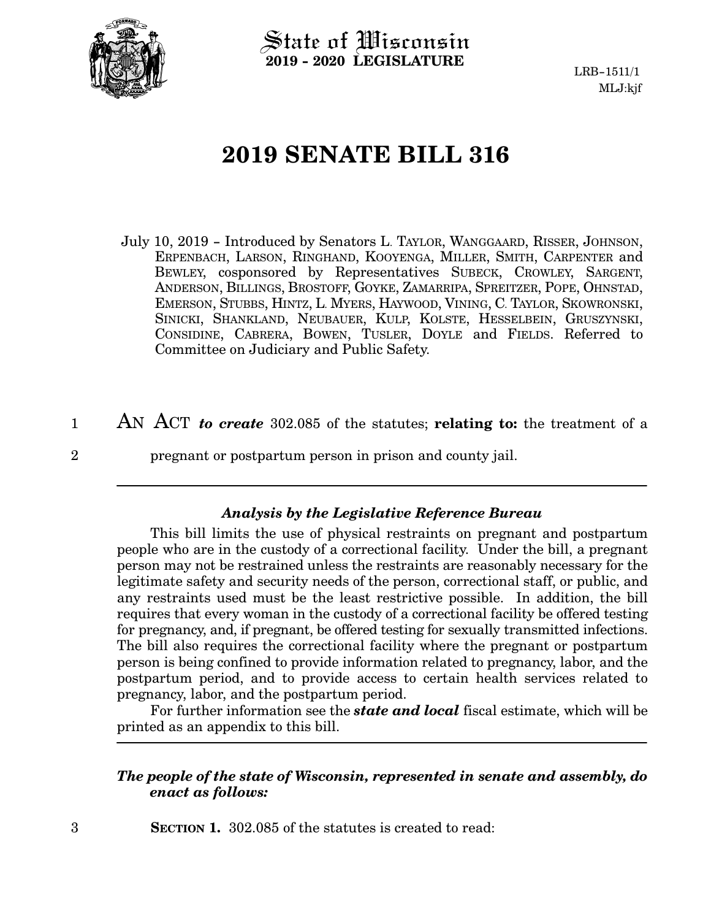State of Wisconsin
**2019 - 2020 LEGISLATURE**

LRB-1511/1
MLJ:kjf

# 2019 SENATE BILL 316

July 10, 2019 - Introduced by Senators L. TAYLOR, WANGGAARD, RISSER, JOHNSON, ERPENBACH, LARSON, RINGHAND, KOOYENGA, MILLER, SMITH, CARPENTER and BEWLEY, cosponsored by Representatives SUBECK, CROWLEY, SARGENT, ANDERSON, BILLINGS, BROSTOFF, GOYKE, ZAMARRIPA, SPREITZER, POPE, OHNSTAD, EMERSON, STUBBS, HINTZ, L. MYERS, HAYWOOD, VINING, C. TAYLOR, SKOWRONSKI, SINICKI, SHANKLAND, NEUBAUER, KULP, KOLSTE, HESSELBEIN, GRUSZYNSKI, CONSIDINE, CABRERA, BOWEN, TUSLER, DOYLE and FIELDS. Referred to Committee on Judiciary and Public Safety.

1 AN ACT ***to create*** 302.085 of the statutes; **relating to:** the treatment of a
2 pregnant or postpartum person in prison and county jail.

---

### *Analysis by the Legislative Reference Bureau*

This bill limits the use of physical restraints on pregnant and postpartum people who are in the custody of a correctional facility. Under the bill, a pregnant person may not be restrained unless the restraints are reasonably necessary for the legitimate safety and security needs of the person, correctional staff, or public, and any restraints used must be the least restrictive possible. In addition, the bill requires that every woman in the custody of a correctional facility be offered testing for pregnancy, and, if pregnant, be offered testing for sexually transmitted infections. The bill also requires the correctional facility where the pregnant or postpartum person is being confined to provide information related to pregnancy, labor, and the postpartum period, and to provide access to certain health services related to pregnancy, labor, and the postpartum period.

For further information see the ***state and local*** fiscal estimate, which will be printed as an appendix to this bill.

---

***The people of the state of Wisconsin, represented in senate and assembly, do enact as follows:***

3 **SECTION 1.** 302.085 of the statutes is created to read: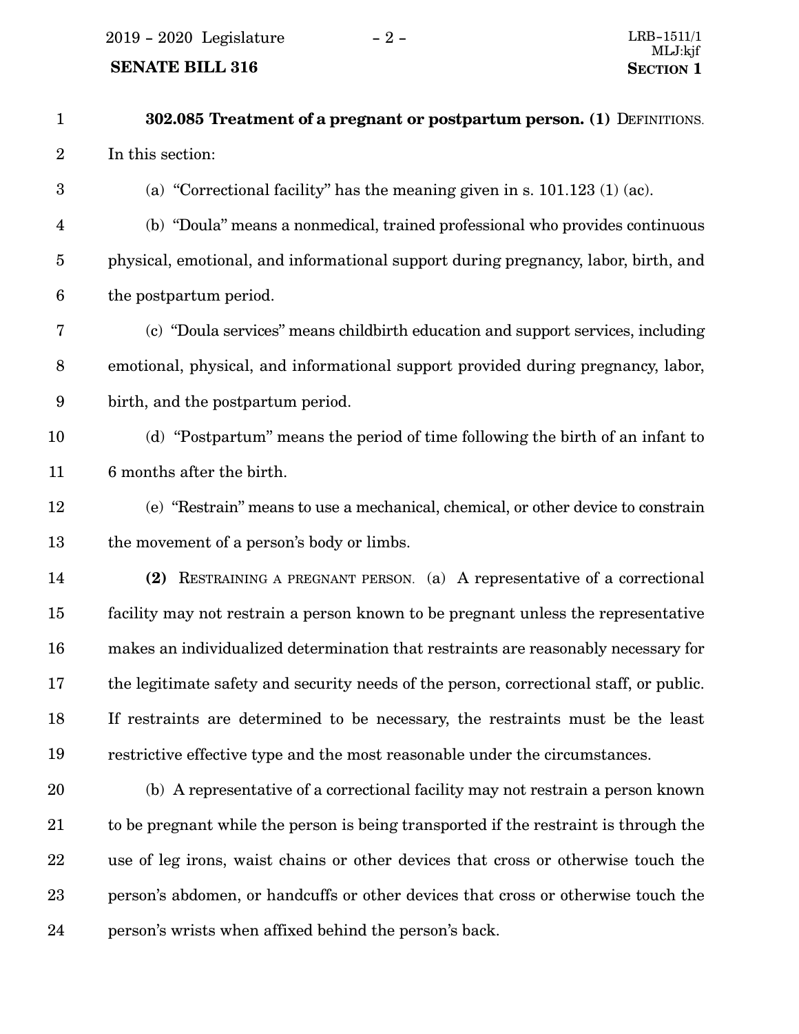**302.085 Treatment of a pregnant or postpartum person. (1)** DEFINITIONS. In this section:

(a) "Correctional facility" has the meaning given in s. 101.123 (1) (ac).

(b) "Doula" means a nonmedical, trained professional who provides continuous physical, emotional, and informational support during pregnancy, labor, birth, and the postpartum period.

(c) "Doula services" means childbirth education and support services, including emotional, physical, and informational support provided during pregnancy, labor, birth, and the postpartum period.

(d) "Postpartum" means the period of time following the birth of an infant to 6 months after the birth.

(e) "Restrain" means to use a mechanical, chemical, or other device to constrain the movement of a person's body or limbs.

**(2)** RESTRAINING A PREGNANT PERSON. (a) A representative of a correctional facility may not restrain a person known to be pregnant unless the representative makes an individualized determination that restraints are reasonably necessary for the legitimate safety and security needs of the person, correctional staff, or public. If restraints are determined to be necessary, the restraints must be the least restrictive effective type and the most reasonable under the circumstances.

(b) A representative of a correctional facility may not restrain a person known to be pregnant while the person is being transported if the restraint is through the use of leg irons, waist chains or other devices that cross or otherwise touch the person's abdomen, or handcuffs or other devices that cross or otherwise touch the person's wrists when affixed behind the person's back.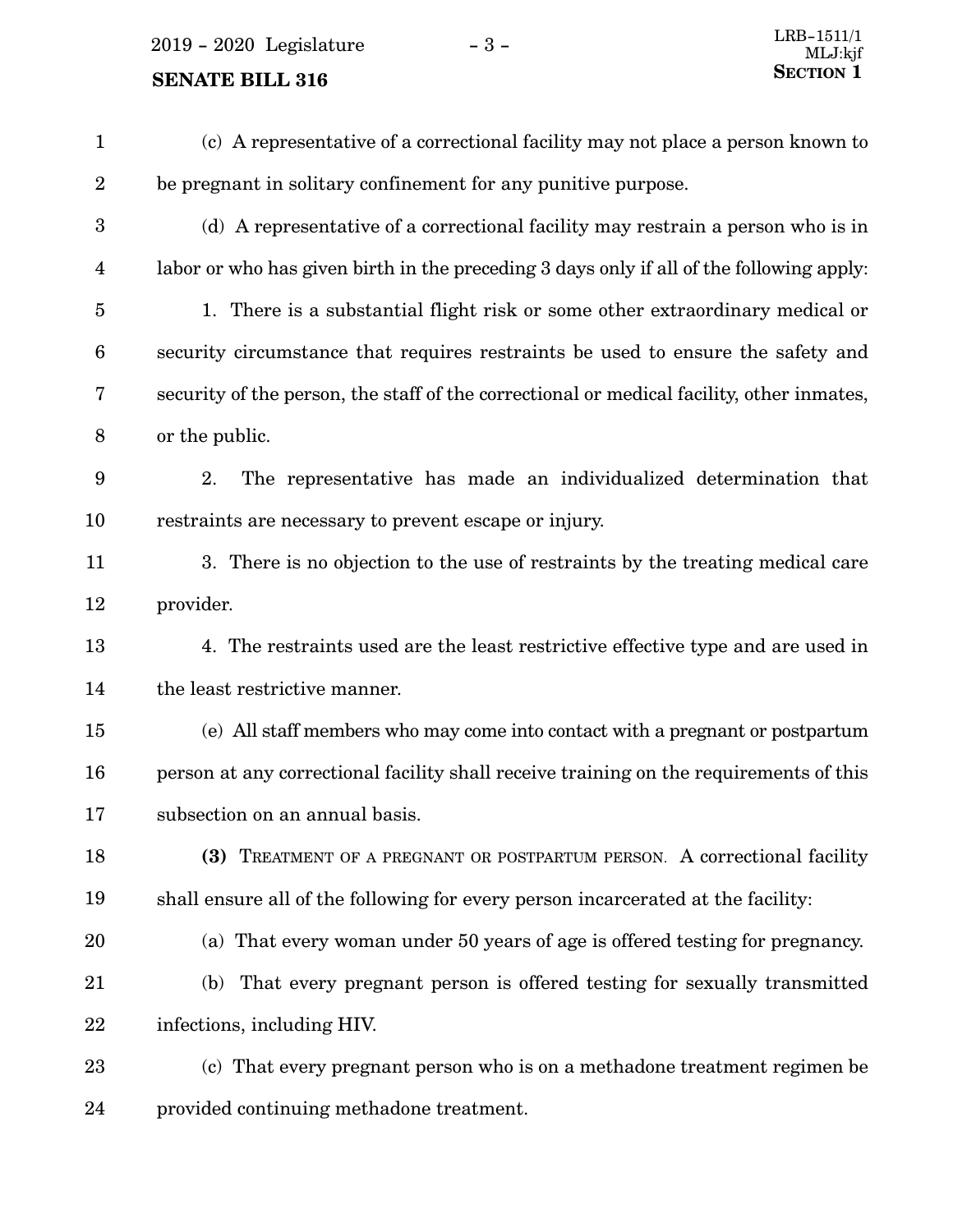(c) A representative of a correctional facility may not place a person known to be pregnant in solitary confinement for any punitive purpose.

(d) A representative of a correctional facility may restrain a person who is in labor or who has given birth in the preceding 3 days only if all of the following apply:

1. There is a substantial flight risk or some other extraordinary medical or security circumstance that requires restraints be used to ensure the safety and security of the person, the staff of the correctional or medical facility, other inmates, or the public.

2. The representative has made an individualized determination that restraints are necessary to prevent escape or injury.

3. There is no objection to the use of restraints by the treating medical care provider.

4. The restraints used are the least restrictive effective type and are used in the least restrictive manner.

(e) All staff members who may come into contact with a pregnant or postpartum person at any correctional facility shall receive training on the requirements of this subsection on an annual basis.

**(3)** TREATMENT OF A PREGNANT OR POSTPARTUM PERSON. A correctional facility shall ensure all of the following for every person incarcerated at the facility:

(a) That every woman under 50 years of age is offered testing for pregnancy.

(b) That every pregnant person is offered testing for sexually transmitted infections, including HIV.

(c) That every pregnant person who is on a methadone treatment regimen be provided continuing methadone treatment.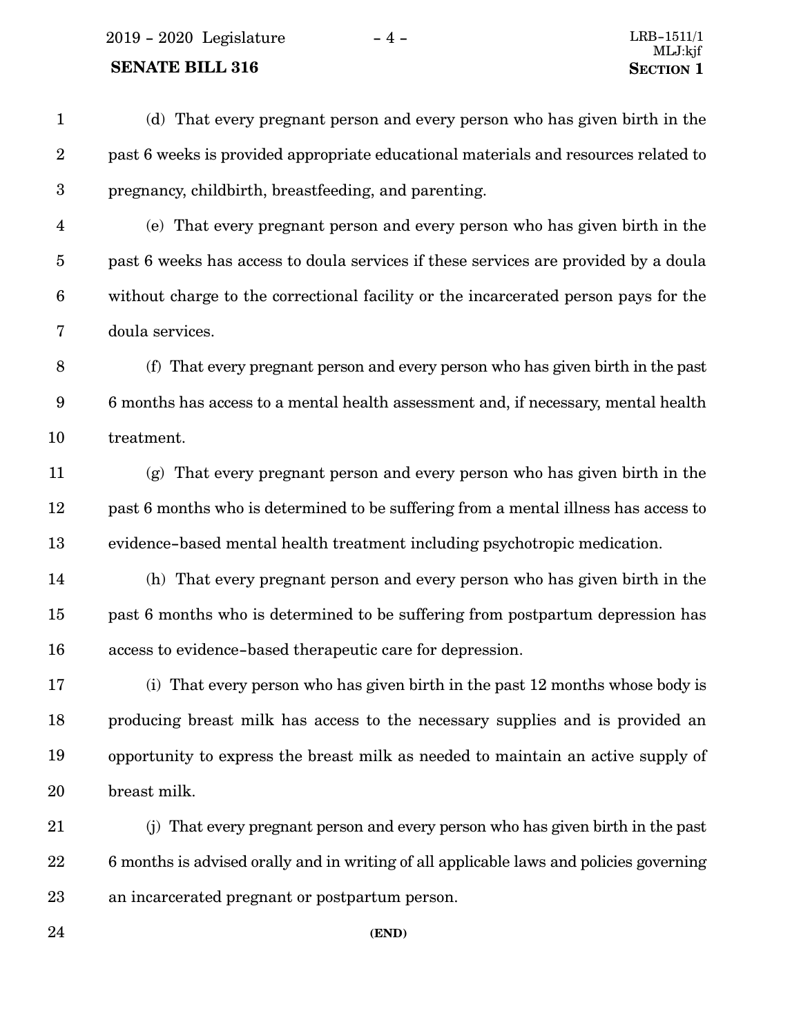(d) That every pregnant person and every person who has given birth in the past 6 weeks is provided appropriate educational materials and resources related to pregnancy, childbirth, breastfeeding, and parenting.

(e) That every pregnant person and every person who has given birth in the past 6 weeks has access to doula services if these services are provided by a doula without charge to the correctional facility or the incarcerated person pays for the doula services.

(f) That every pregnant person and every person who has given birth in the past 6 months has access to a mental health assessment and, if necessary, mental health treatment.

(g) That every pregnant person and every person who has given birth in the past 6 months who is determined to be suffering from a mental illness has access to evidence-based mental health treatment including psychotropic medication.

(h) That every pregnant person and every person who has given birth in the past 6 months who is determined to be suffering from postpartum depression has access to evidence-based therapeutic care for depression.

(i) That every person who has given birth in the past 12 months whose body is producing breast milk has access to the necessary supplies and is provided an opportunity to express the breast milk as needed to maintain an active supply of breast milk.

(j) That every pregnant person and every person who has given birth in the past 6 months is advised orally and in writing of all applicable laws and policies governing an incarcerated pregnant or postpartum person.

**(END)**